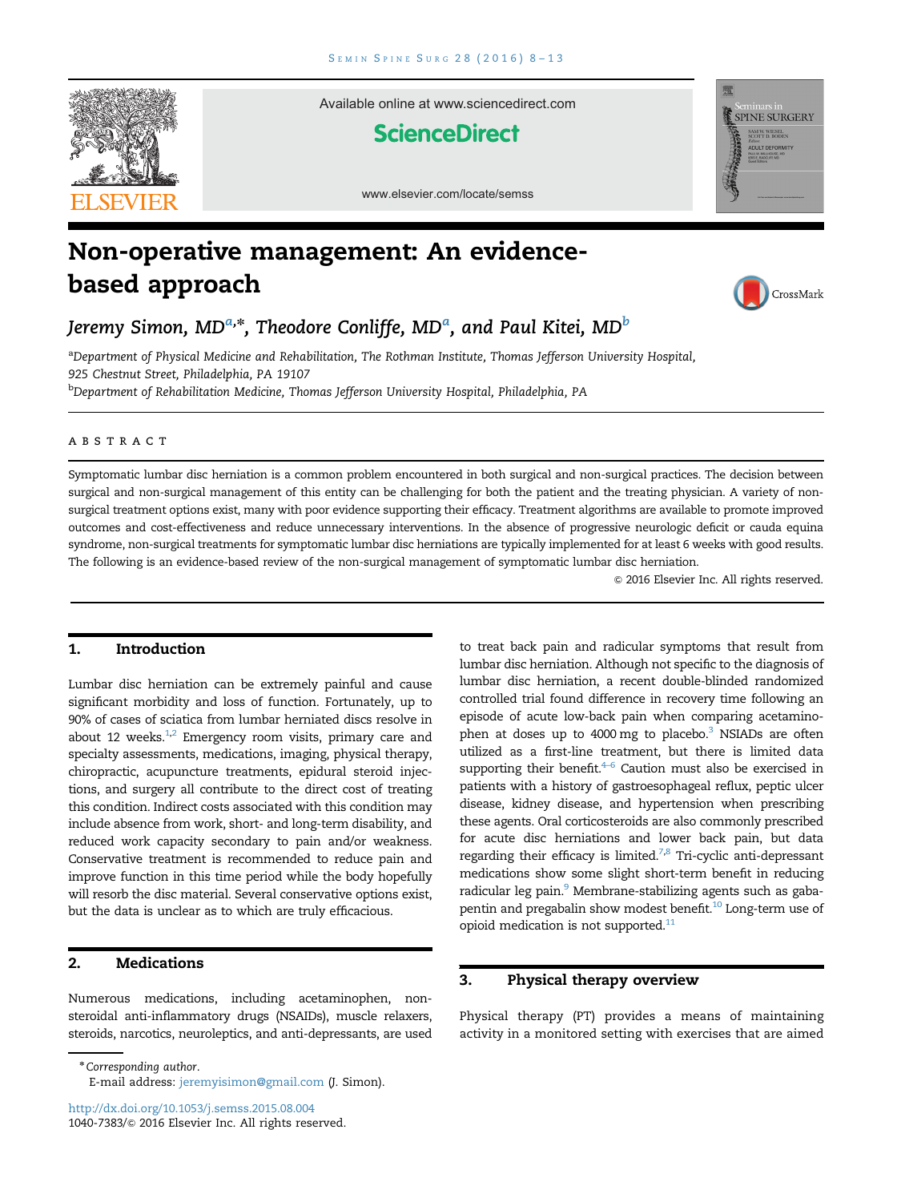# Non-operative management: An evidence-based approach

*Jeremy Simon, MD*[a,*], *Theodore Conliffe, MD*[a], *and Paul Kitei, MD*[b]

[a]Department of Physical Medicine and Rehabilitation, The Rothman Institute, Thomas Jefferson University Hospital, 925 Chestnut Street, Philadelphia, PA 19107

[b]Department of Rehabilitation Medicine, Thomas Jefferson University Hospital, Philadelphia, PA

## ABSTRACT

Symptomatic lumbar disc herniation is a common problem encountered in both surgical and non-surgical practices. The decision between surgical and non-surgical management of this entity can be challenging for both the patient and the treating physician. A variety of non-surgical treatment options exist, many with poor evidence supporting their efficacy. Treatment algorithms are available to promote improved outcomes and cost-effectiveness and reduce unnecessary interventions. In the absence of progressive neurologic deficit or cauda equina syndrome, non-surgical treatments for symptomatic lumbar disc herniations are typically implemented for at least 6 weeks with good results. The following is an evidence-based review of the non-surgical management of symptomatic lumbar disc herniation.

© 2016 Elsevier Inc. All rights reserved.

## 1. Introduction

Lumbar disc herniation can be extremely painful and cause significant morbidity and loss of function. Fortunately, up to 90% of cases of sciatica from lumbar herniated discs resolve in about 12 weeks.[1,2] Emergency room visits, primary care and specialty assessments, medications, imaging, physical therapy, chiropractic, acupuncture treatments, epidural steroid injections, and surgery all contribute to the direct cost of treating this condition. Indirect costs associated with this condition may include absence from work, short- and long-term disability, and reduced work capacity secondary to pain and/or weakness. Conservative treatment is recommended to reduce pain and improve function in this time period while the body hopefully will resorb the disc material. Several conservative options exist, but the data is unclear as to which are truly efficacious.

## 2. Medications

Numerous medications, including acetaminophen, non-steroidal anti-inflammatory drugs (NSAIDs), muscle relaxers, steroids, narcotics, neuroleptics, and anti-depressants, are used to treat back pain and radicular symptoms that result from lumbar disc herniation. Although not specific to the diagnosis of lumbar disc herniation, a recent double-blinded randomized controlled trial found difference in recovery time following an episode of acute low-back pain when comparing acetaminophen at doses up to 4000 mg to placebo.[3] NSIADs are often utilized as a first-line treatment, but there is limited data supporting their benefit.[4–6] Caution must also be exercised in patients with a history of gastroesophageal reflux, peptic ulcer disease, kidney disease, and hypertension when prescribing these agents. Oral corticosteroids are also commonly prescribed for acute disc herniations and lower back pain, but data regarding their efficacy is limited.[7,8] Tri-cyclic anti-depressant medications show some slight short-term benefit in reducing radicular leg pain.[9] Membrane-stabilizing agents such as gabapentin and pregabalin show modest benefit.[10] Long-term use of opioid medication is not supported.[11]

## 3. Physical therapy overview

Physical therapy (PT) provides a means of maintaining activity in a monitored setting with exercises that are aimed

---

\* Corresponding author.
E-mail address: jeremyisimon@gmail.com (J. Simon).

http://dx.doi.org/10.1053/j.semss.2015.08.004
1040-7383/© 2016 Elsevier Inc. All rights reserved.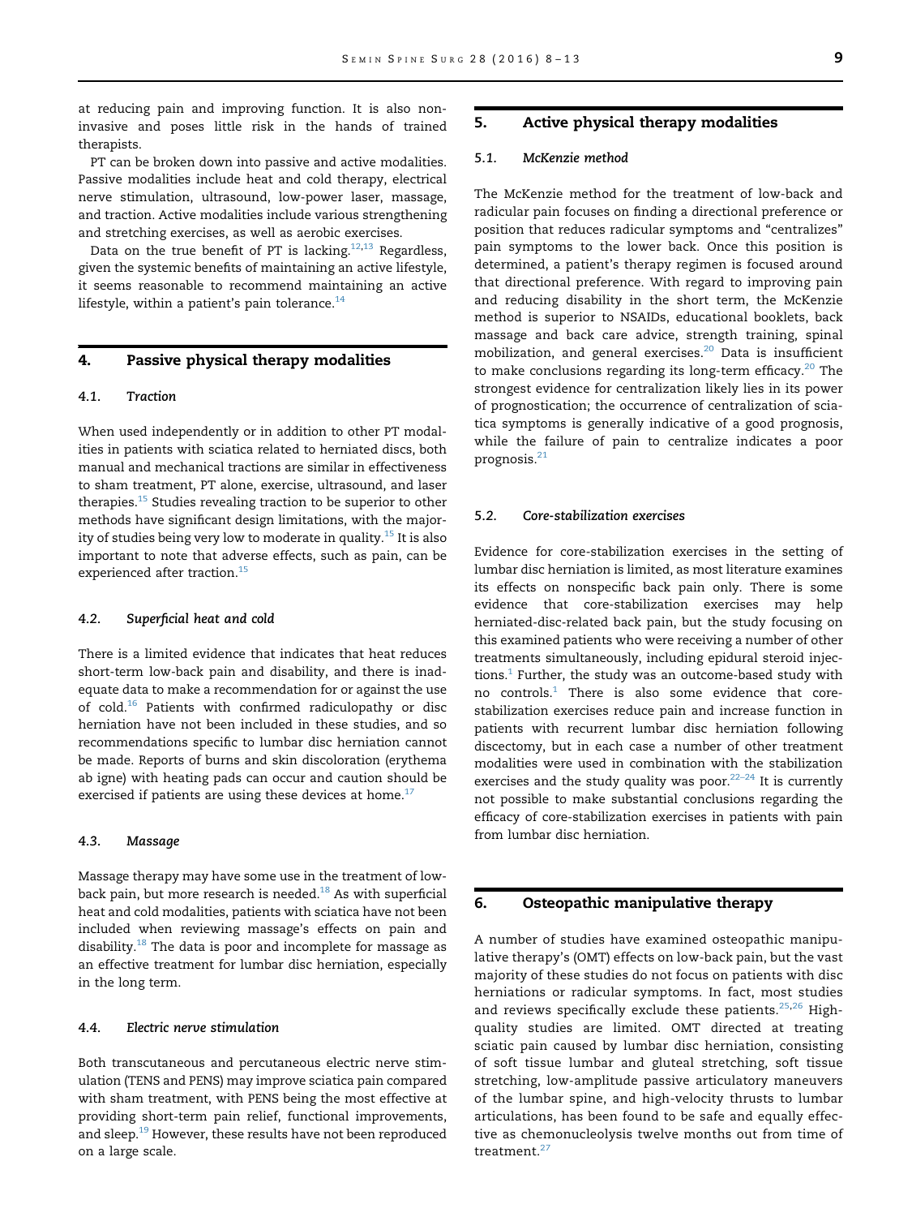at reducing pain and improving function. It is also noninvasive and poses little risk in the hands of trained therapists.

PT can be broken down into passive and active modalities. Passive modalities include heat and cold therapy, electrical nerve stimulation, ultrasound, low-power laser, massage, and traction. Active modalities include various strengthening and stretching exercises, as well as aerobic exercises.

Data on the true benefit of PT is lacking.[12,13] Regardless, given the systemic benefits of maintaining an active lifestyle, it seems reasonable to recommend maintaining an active lifestyle, within a patient's pain tolerance.[14]

## 4. Passive physical therapy modalities

### 4.1. *Traction*

When used independently or in addition to other PT modalities in patients with sciatica related to herniated discs, both manual and mechanical tractions are similar in effectiveness to sham treatment, PT alone, exercise, ultrasound, and laser therapies.[15] Studies revealing traction to be superior to other methods have significant design limitations, with the majority of studies being very low to moderate in quality.[15] It is also important to note that adverse effects, such as pain, can be experienced after traction.[15]

### 4.2. *Superficial heat and cold*

There is a limited evidence that indicates that heat reduces short-term low-back pain and disability, and there is inadequate data to make a recommendation for or against the use of cold.[16] Patients with confirmed radiculopathy or disc herniation have not been included in these studies, and so recommendations specific to lumbar disc herniation cannot be made. Reports of burns and skin discoloration (erythema ab igne) with heating pads can occur and caution should be exercised if patients are using these devices at home.[17]

### 4.3. *Massage*

Massage therapy may have some use in the treatment of low-back pain, but more research is needed.[18] As with superficial heat and cold modalities, patients with sciatica have not been included when reviewing massage's effects on pain and disability.[18] The data is poor and incomplete for massage as an effective treatment for lumbar disc herniation, especially in the long term.

### 4.4. *Electric nerve stimulation*

Both transcutaneous and percutaneous electric nerve stimulation (TENS and PENS) may improve sciatica pain compared with sham treatment, with PENS being the most effective at providing short-term pain relief, functional improvements, and sleep.[19] However, these results have not been reproduced on a large scale.

## 5. Active physical therapy modalities

### 5.1. *McKenzie method*

The McKenzie method for the treatment of low-back and radicular pain focuses on finding a directional preference or position that reduces radicular symptoms and "centralizes" pain symptoms to the lower back. Once this position is determined, a patient's therapy regimen is focused around that directional preference. With regard to improving pain and reducing disability in the short term, the McKenzie method is superior to NSAIDs, educational booklets, back massage and back care advice, strength training, spinal mobilization, and general exercises.[20] Data is insufficient to make conclusions regarding its long-term efficacy.[20] The strongest evidence for centralization likely lies in its power of prognostication; the occurrence of centralization of sciatica symptoms is generally indicative of a good prognosis, while the failure of pain to centralize indicates a poor prognosis.[21]

### 5.2. *Core-stabilization exercises*

Evidence for core-stabilization exercises in the setting of lumbar disc herniation is limited, as most literature examines its effects on nonspecific back pain only. There is some evidence that core-stabilization exercises may help herniated-disc-related back pain, but the study focusing on this examined patients who were receiving a number of other treatments simultaneously, including epidural steroid injections.[1] Further, the study was an outcome-based study with no controls.[1] There is also some evidence that core-stabilization exercises reduce pain and increase function in patients with recurrent lumbar disc herniation following discectomy, but in each case a number of other treatment modalities were used in combination with the stabilization exercises and the study quality was poor.[22–24] It is currently not possible to make substantial conclusions regarding the efficacy of core-stabilization exercises in patients with pain from lumbar disc herniation.

## 6. Osteopathic manipulative therapy

A number of studies have examined osteopathic manipulative therapy's (OMT) effects on low-back pain, but the vast majority of these studies do not focus on patients with disc herniations or radicular symptoms. In fact, most studies and reviews specifically exclude these patients.[25,26] High-quality studies are limited. OMT directed at treating sciatic pain caused by lumbar disc herniation, consisting of soft tissue lumbar and gluteal stretching, soft tissue stretching, low-amplitude passive articulatory maneuvers of the lumbar spine, and high-velocity thrusts to lumbar articulations, has been found to be safe and equally effective as chemonucleolysis twelve months out from time of treatment.[27]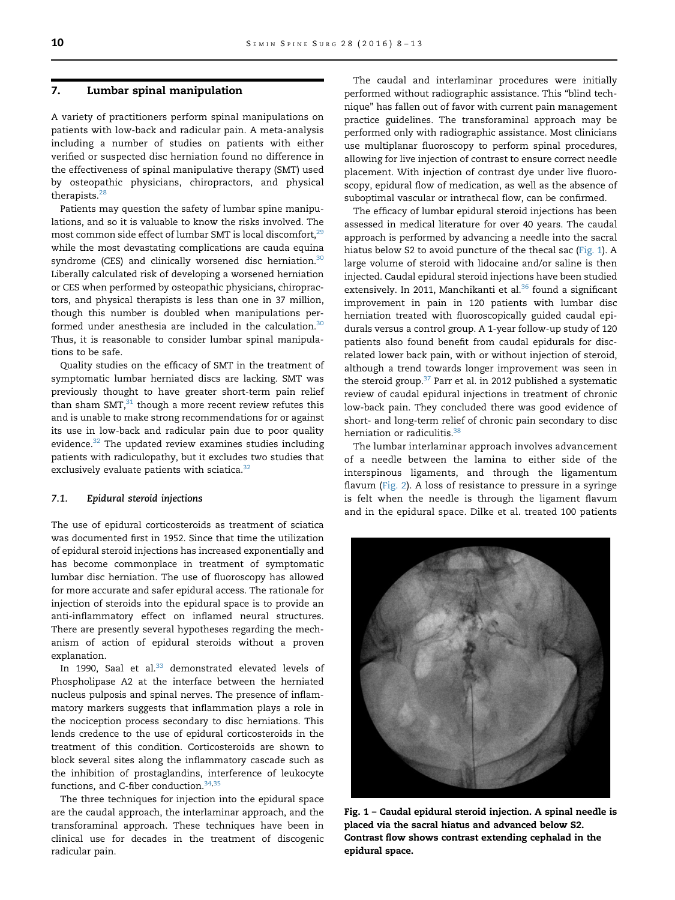## 7. Lumbar spinal manipulation

A variety of practitioners perform spinal manipulations on patients with low-back and radicular pain. A meta-analysis including a number of studies on patients with either verified or suspected disc herniation found no difference in the effectiveness of spinal manipulative therapy (SMT) used by osteopathic physicians, chiropractors, and physical therapists.[28]

Patients may question the safety of lumbar spine manipulations, and so it is valuable to know the risks involved. The most common side effect of lumbar SMT is local discomfort,[29] while the most devastating complications are cauda equina syndrome (CES) and clinically worsened disc herniation.[30] Liberally calculated risk of developing a worsened herniation or CES when performed by osteopathic physicians, chiropractors, and physical therapists is less than one in 37 million, though this number is doubled when manipulations performed under anesthesia are included in the calculation.[30] Thus, it is reasonable to consider lumbar spinal manipulations to be safe.

Quality studies on the efficacy of SMT in the treatment of symptomatic lumbar herniated discs are lacking. SMT was previously thought to have greater short-term pain relief than sham SMT,[31] though a more recent review refutes this and is unable to make strong recommendations for or against its use in low-back and radicular pain due to poor quality evidence.[32] The updated review examines studies including patients with radiculopathy, but it excludes two studies that exclusively evaluate patients with sciatica.[32]

### 7.1. Epidural steroid injections

The use of epidural corticosteroids as treatment of sciatica was documented first in 1952. Since that time the utilization of epidural steroid injections has increased exponentially and has become commonplace in treatment of symptomatic lumbar disc herniation. The use of fluoroscopy has allowed for more accurate and safer epidural access. The rationale for injection of steroids into the epidural space is to provide an anti-inflammatory effect on inflamed neural structures. There are presently several hypotheses regarding the mechanism of action of epidural steroids without a proven explanation.

In 1990, Saal et al.[33] demonstrated elevated levels of Phospholipase A2 at the interface between the herniated nucleus pulposis and spinal nerves. The presence of inflammatory markers suggests that inflammation plays a role in the nociception process secondary to disc herniations. This lends credence to the use of epidural corticosteroids in the treatment of this condition. Corticosteroids are shown to block several sites along the inflammatory cascade such as the inhibition of prostaglandins, interference of leukocyte functions, and C-fiber conduction.[34,35]

The three techniques for injection into the epidural space are the caudal approach, the interlaminar approach, and the transforaminal approach. These techniques have been in clinical use for decades in the treatment of discogenic radicular pain.

The caudal and interlaminar procedures were initially performed without radiographic assistance. This "blind technique" has fallen out of favor with current pain management practice guidelines. The transforaminal approach may be performed only with radiographic assistance. Most clinicians use multiplanar fluoroscopy to perform spinal procedures, allowing for live injection of contrast to ensure correct needle placement. With injection of contrast dye under live fluoroscopy, epidural flow of medication, as well as the absence of suboptimal vascular or intrathecal flow, can be confirmed.

The efficacy of lumbar epidural steroid injections has been assessed in medical literature for over 40 years. The caudal approach is performed by advancing a needle into the sacral hiatus below S2 to avoid puncture of the thecal sac (Fig. 1). A large volume of steroid with lidocaine and/or saline is then injected. Caudal epidural steroid injections have been studied extensively. In 2011, Manchikanti et al.[36] found a significant improvement in pain in 120 patients with lumbar disc herniation treated with fluoroscopically guided caudal epidurals versus a control group. A 1-year follow-up study of 120 patients also found benefit from caudal epidurals for disc-related lower back pain, with or without injection of steroid, although a trend towards longer improvement was seen in the steroid group.[37] Parr et al. in 2012 published a systematic review of caudal epidural injections in treatment of chronic low-back pain. They concluded there was good evidence of short- and long-term relief of chronic pain secondary to disc herniation or radiculitis.[38]

The lumbar interlaminar approach involves advancement of a needle between the lamina to either side of the interspinous ligaments, and through the ligamentum flavum (Fig. 2). A loss of resistance to pressure in a syringe is felt when the needle is through the ligament flavum and in the epidural space. Dilke et al. treated 100 patients

**Fig. 1 – Caudal epidural steroid injection. A spinal needle is placed via the sacral hiatus and advanced below S2. Contrast flow shows contrast extending cephalad in the epidural space.**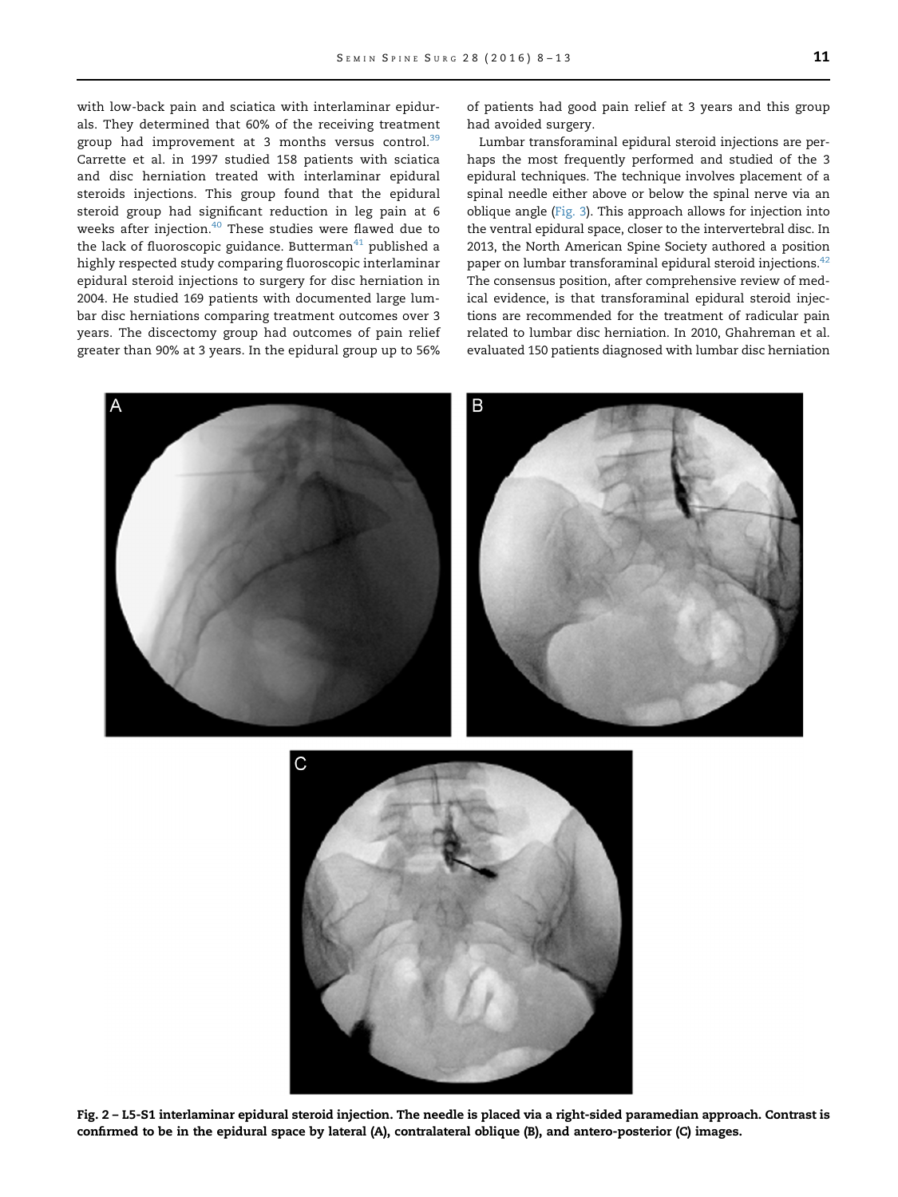with low-back pain and sciatica with interlaminar epidurals. They determined that 60% of the receiving treatment group had improvement at 3 months versus control.[39] Carrette et al. in 1997 studied 158 patients with sciatica and disc herniation treated with interlaminar epidural steroids injections. This group found that the epidural steroid group had significant reduction in leg pain at 6 weeks after injection.[40] These studies were flawed due to the lack of fluoroscopic guidance. Butterman[41] published a highly respected study comparing fluoroscopic interlaminar epidural steroid injections to surgery for disc herniation in 2004. He studied 169 patients with documented large lumbar disc herniations comparing treatment outcomes over 3 years. The discectomy group had outcomes of pain relief greater than 90% at 3 years. In the epidural group up to 56% of patients had good pain relief at 3 years and this group had avoided surgery.

Lumbar transforaminal epidural steroid injections are perhaps the most frequently performed and studied of the 3 epidural techniques. The technique involves placement of a spinal needle either above or below the spinal nerve via an oblique angle (Fig. 3). This approach allows for injection into the ventral epidural space, closer to the intervertebral disc. In 2013, the North American Spine Society authored a position paper on lumbar transforaminal epidural steroid injections.[42] The consensus position, after comprehensive review of medical evidence, is that transforaminal epidural steroid injections are recommended for the treatment of radicular pain related to lumbar disc herniation. In 2010, Ghahreman et al. evaluated 150 patients diagnosed with lumbar disc herniation

**Fig. 2 – L5-S1 interlaminar epidural steroid injection. The needle is placed via a right-sided paramedian approach. Contrast is confirmed to be in the epidural space by lateral (A), contralateral oblique (B), and antero-posterior (C) images.**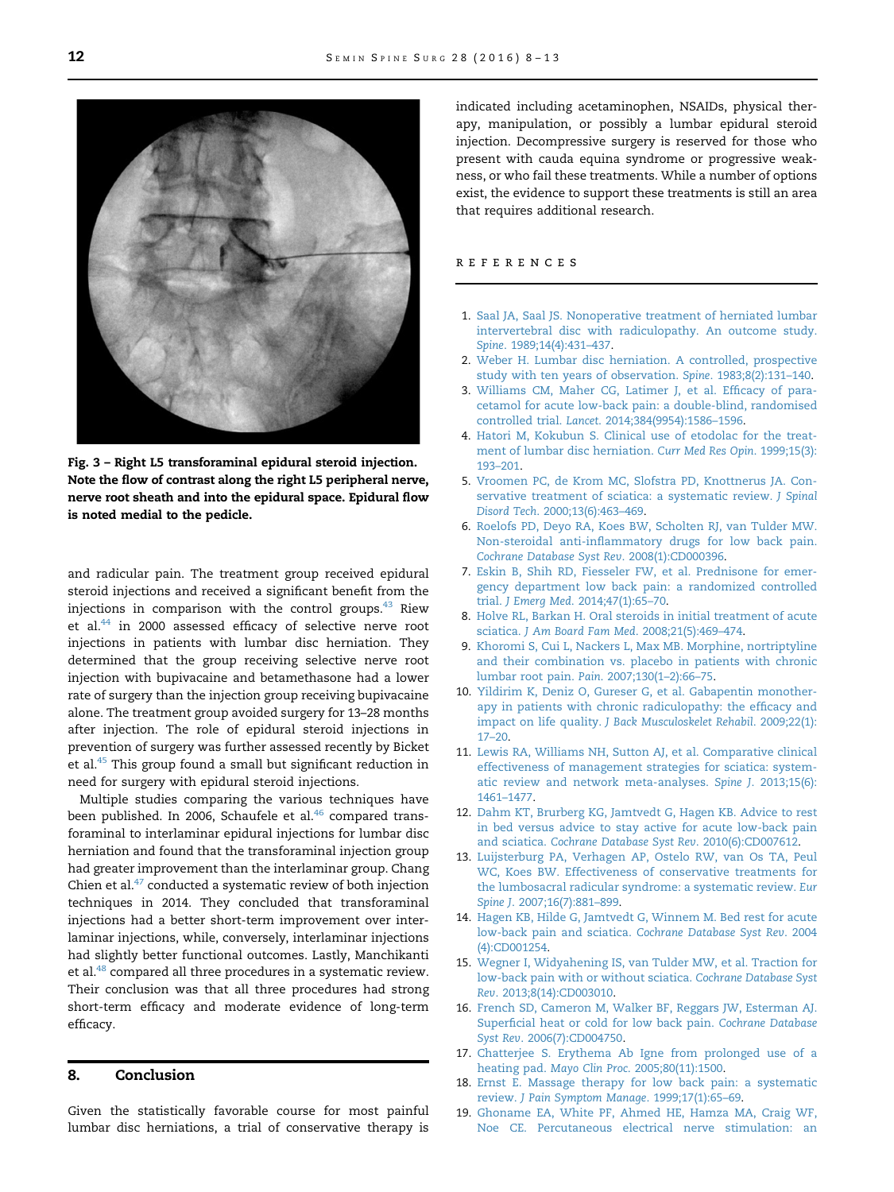Fig. 3 – Right L5 transforaminal epidural steroid injection. Note the flow of contrast along the right L5 peripheral nerve, nerve root sheath and into the epidural space. Epidural flow is noted medial to the pedicle.

and radicular pain. The treatment group received epidural steroid injections and received a significant benefit from the injections in comparison with the control groups.[43] Riew et al.[44] in 2000 assessed efficacy of selective nerve root injections in patients with lumbar disc herniation. They determined that the group receiving selective nerve root injection with bupivacaine and betamethasone had a lower rate of surgery than the injection group receiving bupivacaine alone. The treatment group avoided surgery for 13–28 months after injection. The role of epidural steroid injections in prevention of surgery was further assessed recently by Bicket et al.[45] This group found a small but significant reduction in need for surgery with epidural steroid injections.

Multiple studies comparing the various techniques have been published. In 2006, Schaufele et al.[46] compared transforaminal to interlaminar epidural injections for lumbar disc herniation and found that the transforaminal injection group had greater improvement than the interlaminar group. Chang Chien et al.[47] conducted a systematic review of both injection techniques in 2014. They concluded that transforaminal injections had a better short-term improvement over interlaminar injections, while, conversely, interlaminar injections had slightly better functional outcomes. Lastly, Manchikanti et al.[48] compared all three procedures in a systematic review. Their conclusion was that all three procedures had strong short-term efficacy and moderate evidence of long-term efficacy.

## 8. Conclusion

Given the statistically favorable course for most painful lumbar disc herniations, a trial of conservative therapy is indicated including acetaminophen, NSAIDs, physical therapy, manipulation, or possibly a lumbar epidural steroid injection. Decompressive surgery is reserved for those who present with cauda equina syndrome or progressive weakness, or who fail these treatments. While a number of options exist, the evidence to support these treatments is still an area that requires additional research.

## REFERENCES

1. Saal JA, Saal JS. Nonoperative treatment of herniated lumbar intervertebral disc with radiculopathy. An outcome study. *Spine*. 1989;14(4):431–437.
2. Weber H. Lumbar disc herniation. A controlled, prospective study with ten years of observation. *Spine*. 1983;8(2):131–140.
3. Williams CM, Maher CG, Latimer J, et al. Efficacy of paracetamol for acute low-back pain: a double-blind, randomised controlled trial. *Lancet*. 2014;384(9954):1586–1596.
4. Hatori M, Kokubun S. Clinical use of etodolac for the treatment of lumbar disc herniation. *Curr Med Res Opin*. 1999;15(3):193–201.
5. Vroomen PC, de Krom MC, Slofstra PD, Knottnerus JA. Conservative treatment of sciatica: a systematic review. *J Spinal Disord Tech*. 2000;13(6):463–469.
6. Roelofs PD, Deyo RA, Koes BW, Scholten RJ, van Tulder MW. Non-steroidal anti-inflammatory drugs for low back pain. *Cochrane Database Syst Rev*. 2008(1):CD000396.
7. Eskin B, Shih RD, Fiesseler FW, et al. Prednisone for emergency department low back pain: a randomized controlled trial. *J Emerg Med*. 2014;47(1):65–70.
8. Holve RL, Barkan H. Oral steroids in initial treatment of acute sciatica. *J Am Board Fam Med*. 2008;21(5):469–474.
9. Khoromi S, Cui L, Nackers L, Max MB. Morphine, nortriptyline and their combination vs. placebo in patients with chronic lumbar root pain. *Pain*. 2007;130(1–2):66–75.
10. Yildirim K, Deniz O, Gureser G, et al. Gabapentin monotherapy in patients with chronic radiculopathy: the efficacy and impact on life quality. *J Back Musculoskelet Rehabil*. 2009;22(1):17–20.
11. Lewis RA, Williams NH, Sutton AJ, et al. Comparative clinical effectiveness of management strategies for sciatica: systematic review and network meta-analyses. *Spine J*. 2013;15(6):1461–1477.
12. Dahm KT, Brurberg KG, Jamtvedt G, Hagen KB. Advice to rest in bed versus advice to stay active for acute low-back pain and sciatica. *Cochrane Database Syst Rev*. 2010(6):CD007612.
13. Luijsterburg PA, Verhagen AP, Ostelo RW, van Os TA, Peul WC, Koes BW. Effectiveness of conservative treatments for the lumbosacral radicular syndrome: a systematic review. *Eur Spine J*. 2007;16(7):881–899.
14. Hagen KB, Hilde G, Jamtvedt G, Winnem M. Bed rest for acute low-back pain and sciatica. *Cochrane Database Syst Rev*. 2004(4):CD001254.
15. Wegner I, Widyahening IS, van Tulder MW, et al. Traction for low-back pain with or without sciatica. *Cochrane Database Syst Rev*. 2013;8(14):CD003010.
16. French SD, Cameron M, Walker BF, Reggars JW, Esterman AJ. Superficial heat or cold for low back pain. *Cochrane Database Syst Rev*. 2006(7):CD004750.
17. Chatterjee S. Erythema Ab Igne from prolonged use of a heating pad. *Mayo Clin Proc*. 2005;80(11):1500.
18. Ernst E. Massage therapy for low back pain: a systematic review. *J Pain Symptom Manage*. 1999;17(1):65–69.
19. Ghoname EA, White PF, Ahmed HE, Hamza MA, Craig WF, Noe CE. Percutaneous electrical nerve stimulation: an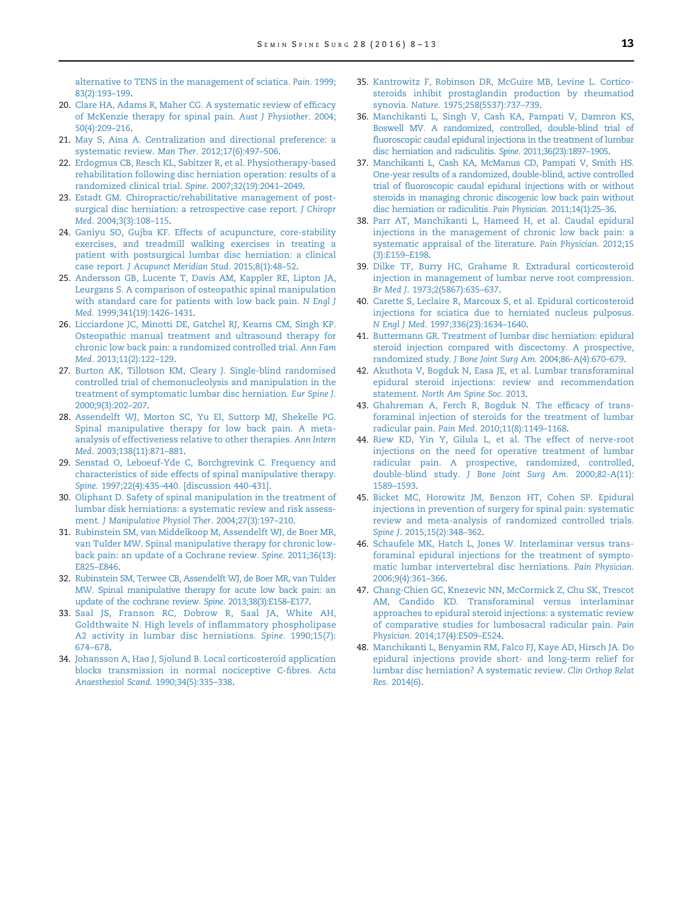alternative to TENS in the management of sciatica. *Pain*. 1999; 83(2):193–199.

20. Clare HA, Adams R, Maher CG. A systematic review of efficacy of McKenzie therapy for spinal pain. *Aust J Physiother*. 2004; 50(4):209–216.
21. May S, Aina A. Centralization and directional preference: a systematic review. *Man Ther*. 2012;17(6):497–506.
22. Erdogmus CB, Resch KL, Sabitzer R, et al. Physiotherapy-based rehabilitation following disc herniation operation: results of a randomized clinical trial. *Spine*. 2007;32(19):2041–2049.
23. Estadt GM. Chiropractic/rehabilitative management of post-surgical disc herniation: a retrospective case report. *J Chiropr Med*. 2004;3(3):108–115.
24. Ganiyu SO, Gujba KF. Effects of acupuncture, core-stability exercises, and treadmill walking exercises in treating a patient with postsurgical lumbar disc herniation: a clinical case report. *J Acupunct Meridian Stud*. 2015;8(1):48–52.
25. Andersson GB, Lucente T, Davis AM, Kappler RE, Lipton JA, Leurgans S. A comparison of osteopathic spinal manipulation with standard care for patients with low back pain. *N Engl J Med*. 1999;341(19):1426–1431.
26. Licciardone JC, Minotti DE, Gatchel RJ, Kearns CM, Singh KP. Osteopathic manual treatment and ultrasound therapy for chronic low back pain: a randomized controlled trial. *Ann Fam Med*. 2013;11(2):122–129.
27. Burton AK, Tillotson KM, Cleary J. Single-blind randomised controlled trial of chemonucleolysis and manipulation in the treatment of symptomatic lumbar disc herniation. *Eur Spine J*. 2000;9(3):202–207.
28. Assendelft WJ, Morton SC, Yu EI, Suttorp MJ, Shekelle PG. Spinal manipulative therapy for low back pain. A meta-analysis of effectiveness relative to other therapies. *Ann Intern Med*. 2003;138(11):871–881.
29. Senstad O, Leboeuf-Yde C, Borchgrevink C. Frequency and characteristics of side effects of spinal manipulative therapy. *Spine*. 1997;22(4):435–440. [discussion 440-431].
30. Oliphant D. Safety of spinal manipulation in the treatment of lumbar disk herniations: a systematic review and risk assessment. *J Manipulative Physiol Ther*. 2004;27(3):197–210.
31. Rubinstein SM, van Middelkoop M, Assendelft WJ, de Boer MR, van Tulder MW. Spinal manipulative therapy for chronic low-back pain: an update of a Cochrane review. *Spine*. 2011;36(13): E825–E846.
32. Rubinstein SM, Terwee CB, Assendelft WJ, de Boer MR, van Tulder MW. Spinal manipulative therapy for acute low back pain: an update of the cochrane review. *Spine*. 2013;38(3):E158–E177.
33. Saal JS, Franson RC, Dobrow R, Saal JA, White AH, Goldthwaite N. High levels of inflammatory phospholipase A2 activity in lumbar disc herniations. *Spine*. 1990;15(7): 674–678.
34. Johansson A, Hao J, Sjolund B. Local corticosteroid application blocks transmission in normal nociceptive C-fibres. *Acta Anaesthesiol Scand*. 1990;34(5):335–338.
35. Kantrowitz F, Robinson DR, McGuire MB, Levine L. Corticosteroids inhibit prostaglandin production by rheumatiod synovia. *Nature*. 1975;258(5537):737–739.
36. Manchikanti L, Singh V, Cash KA, Pampati V, Damron KS, Boswell MV. A randomized, controlled, double-blind trial of fluoroscopic caudal epidural injections in the treatment of lumbar disc herniation and radiculitis. *Spine*. 2011;36(23):1897–1905.
37. Manchikanti L, Cash KA, McManus CD, Pampati V, Smith HS. One-year results of a randomized, double-blind, active controlled trial of fluoroscopic caudal epidural injections with or without steroids in managing chronic discogenic low back pain without disc herniation or radiculitis. *Pain Physician*. 2011;14(1):25–36.
38. Parr AT, Manchikanti L, Hameed H, et al. Caudal epidural injections in the management of chronic low back pain: a systematic appraisal of the literature. *Pain Physician*. 2012;15 (3):E159–E198.
39. Dilke TF, Burry HC, Grahame R. Extradural corticosteroid injection in management of lumbar nerve root compression. *Br Med J*. 1973;2(5867):635–637.
40. Carette S, Leclaire R, Marcoux S, et al. Epidural corticosteroid injections for sciatica due to herniated nucleus pulposus. *N Engl J Med*. 1997;336(23):1634–1640.
41. Buttermann GR. Treatment of lumbar disc herniation: epidural steroid injection compared with discectomy. A prospective, randomized study. *J Bone Joint Surg Am*. 2004;86-A(4):670–679.
42. Akuthota V, Bogduk N, Easa JE, et al. Lumbar transforaminal epidural steroid injections: review and recommendation statement. *North Am Spine Soc*. 2013.
43. Ghahreman A, Ferch R, Bogduk N. The efficacy of transforaminal injection of steroids for the treatment of lumbar radicular pain. *Pain Med*. 2010;11(8):1149–1168.
44. Riew KD, Yin Y, Gilula L, et al. The effect of nerve-root injections on the need for operative treatment of lumbar radicular pain. A prospective, randomized, controlled, double-blind study. *J Bone Joint Surg Am*. 2000;82-A(11): 1589–1593.
45. Bicket MC, Horowitz JM, Benzon HT, Cohen SP. Epidural injections in prevention of surgery for spinal pain: systematic review and meta-analysis of randomized controlled trials. *Spine J*. 2015;15(2):348–362.
46. Schaufele MK, Hatch L, Jones W. Interlaminar versus transforaminal epidural injections for the treatment of symptomatic lumbar intervertebral disc herniations. *Pain Physician*. 2006;9(4):361–366.
47. Chang-Chien GC, Knezevic NN, McCormick Z, Chu SK, Trescot AM, Candido KD. Transforaminal versus interlaminar approaches to epidural steroid injections: a systematic review of comparative studies for lumbosacral radicular pain. *Pain Physician*. 2014;17(4):E509–E524.
48. Manchikanti L, Benyamin RM, Falco FJ, Kaye AD, Hirsch JA. Do epidural injections provide short- and long-term relief for lumbar disc herniation? A systematic review. *Clin Orthop Relat Res*. 2014(6).